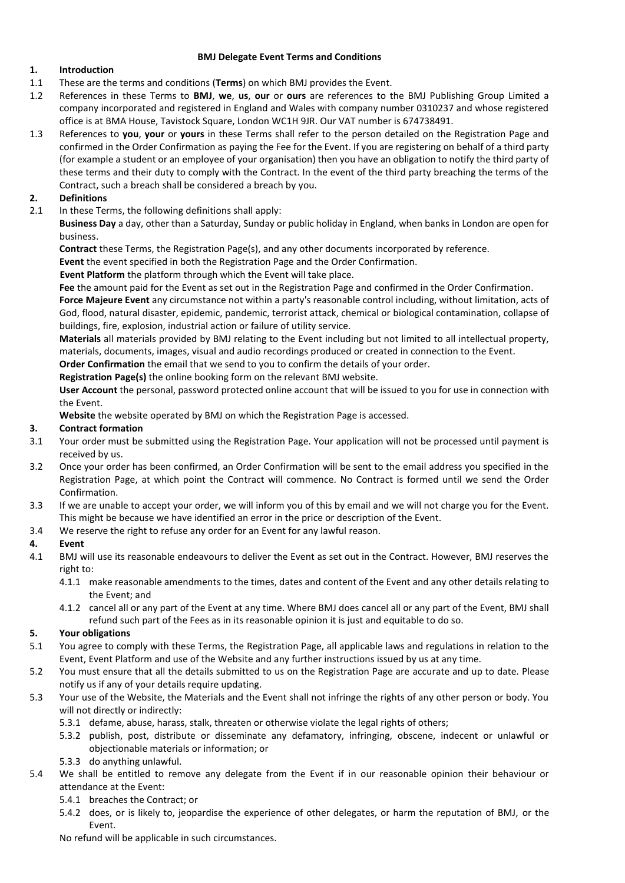# BMJ Delegate Event Terms and Conditions

## 1. Introduction

1.1 These are the terms and conditions (**Terms**) on which BMJ provides the Event.

1.2 References in these Terms to **BMJ**, **we**, **us**, **our** or **ours** are references to the BMJ Publishing Group Limited a company incorporated and registered in England and Wales with company number 0310237 and whose registered office is at BMA House, Tavistock Square, London WC1H 9JR. Our VAT number is 674738491.

1.3 References to **you**, **your** or **yours** in these Terms shall refer to the person detailed on the Registration Page and confirmed in the Order Confirmation as paying the Fee for the Event. If you are registering on behalf of a third party (for example a student or an employee of your organisation) then you have an obligation to notify the third party of these terms and their duty to comply with the Contract. In the event of the third party breaching the terms of the Contract, such a breach shall be considered a breach by you.

## 2. Definitions

2.1 In these Terms, the following definitions shall apply:

**Business Day** a day, other than a Saturday, Sunday or public holiday in England, when banks in London are open for business.

**Contract** these Terms, the Registration Page(s), and any other documents incorporated by reference.

**Event** the event specified in both the Registration Page and the Order Confirmation.

**Event Platform** the platform through which the Event will take place.

**Fee** the amount paid for the Event as set out in the Registration Page and confirmed in the Order Confirmation.

**Force Majeure Event** any circumstance not within a party's reasonable control including, without limitation, acts of God, flood, natural disaster, epidemic, pandemic, terrorist attack, chemical or biological contamination, collapse of buildings, fire, explosion, industrial action or failure of utility service.

**Materials** all materials provided by BMJ relating to the Event including but not limited to all intellectual property, materials, documents, images, visual and audio recordings produced or created in connection to the Event.

**Order Confirmation** the email that we send to you to confirm the details of your order.

**Registration Page(s)** the online booking form on the relevant BMJ website.

**User Account** the personal, password protected online account that will be issued to you for use in connection with the Event.

**Website** the website operated by BMJ on which the Registration Page is accessed.

## 3. Contract formation

3.1 Your order must be submitted using the Registration Page. Your application will not be processed until payment is received by us.

3.2 Once your order has been confirmed, an Order Confirmation will be sent to the email address you specified in the Registration Page, at which point the Contract will commence. No Contract is formed until we send the Order Confirmation.

3.3 If we are unable to accept your order, we will inform you of this by email and we will not charge you for the Event. This might be because we have identified an error in the price or description of the Event.

3.4 We reserve the right to refuse any order for an Event for any lawful reason.

## 4. Event

4.1 BMJ will use its reasonable endeavours to deliver the Event as set out in the Contract. However, BMJ reserves the right to:

4.1.1 make reasonable amendments to the times, dates and content of the Event and any other details relating to the Event; and

4.1.2 cancel all or any part of the Event at any time. Where BMJ does cancel all or any part of the Event, BMJ shall refund such part of the Fees as in its reasonable opinion it is just and equitable to do so.

## 5. Your obligations

5.1 You agree to comply with these Terms, the Registration Page, all applicable laws and regulations in relation to the Event, Event Platform and use of the Website and any further instructions issued by us at any time.

5.2 You must ensure that all the details submitted to us on the Registration Page are accurate and up to date. Please notify us if any of your details require updating.

5.3 Your use of the Website, the Materials and the Event shall not infringe the rights of any other person or body. You will not directly or indirectly:

5.3.1 defame, abuse, harass, stalk, threaten or otherwise violate the legal rights of others;

5.3.2 publish, post, distribute or disseminate any defamatory, infringing, obscene, indecent or unlawful or objectionable materials or information; or

5.3.3 do anything unlawful.

5.4 We shall be entitled to remove any delegate from the Event if in our reasonable opinion their behaviour or attendance at the Event:

5.4.1 breaches the Contract; or

5.4.2 does, or is likely to, jeopardise the experience of other delegates, or harm the reputation of BMJ, or the Event.

No refund will be applicable in such circumstances.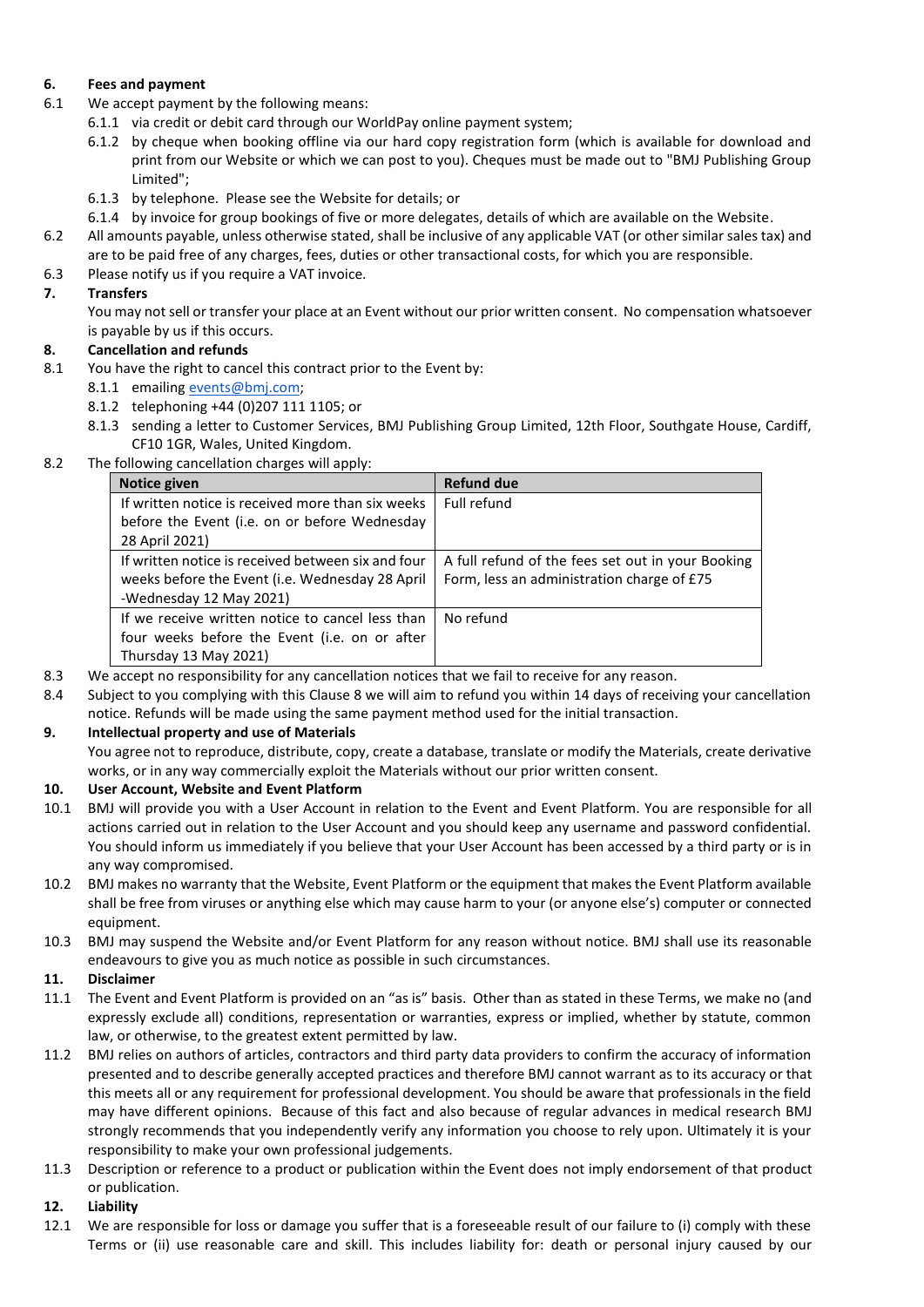## 6. Fees and payment

6.1 We accept payment by the following means:

6.1.1 via credit or debit card through our WorldPay online payment system;

6.1.2 by cheque when booking offline via our hard copy registration form (which is available for download and print from our Website or which we can post to you). Cheques must be made out to "BMJ Publishing Group Limited";

6.1.3 by telephone. Please see the Website for details; or

6.1.4 by invoice for group bookings of five or more delegates, details of which are available on the Website.

6.2 All amounts payable, unless otherwise stated, shall be inclusive of any applicable VAT (or other similar sales tax) and are to be paid free of any charges, fees, duties or other transactional costs, for which you are responsible.

6.3 Please notify us if you require a VAT invoice.

## 7. Transfers

You may not sell or transfer your place at an Event without our prior written consent. No compensation whatsoever is payable by us if this occurs.

## 8. Cancellation and refunds

8.1 You have the right to cancel this contract prior to the Event by:

8.1.1 emailing events@bmj.com;

8.1.2 telephoning +44 (0)207 111 1105; or

8.1.3 sending a letter to Customer Services, BMJ Publishing Group Limited, 12th Floor, Southgate House, Cardiff, CF10 1GR, Wales, United Kingdom.

8.2 The following cancellation charges will apply:

| Notice given | Refund due |
|---|---|
| If written notice is received more than six weeks before the Event (i.e. on or before Wednesday 28 April 2021) | Full refund |
| If written notice is received between six and four weeks before the Event (i.e. Wednesday 28 April -Wednesday 12 May 2021) | A full refund of the fees set out in your Booking Form, less an administration charge of £75 |
| If we receive written notice to cancel less than four weeks before the Event (i.e. on or after Thursday 13 May 2021) | No refund |

8.3 We accept no responsibility for any cancellation notices that we fail to receive for any reason.

8.4 Subject to you complying with this Clause 8 we will aim to refund you within 14 days of receiving your cancellation notice. Refunds will be made using the same payment method used for the initial transaction.

## 9. Intellectual property and use of Materials

You agree not to reproduce, distribute, copy, create a database, translate or modify the Materials, create derivative works, or in any way commercially exploit the Materials without our prior written consent.

## 10. User Account, Website and Event Platform

10.1 BMJ will provide you with a User Account in relation to the Event and Event Platform. You are responsible for all actions carried out in relation to the User Account and you should keep any username and password confidential. You should inform us immediately if you believe that your User Account has been accessed by a third party or is in any way compromised.

10.2 BMJ makes no warranty that the Website, Event Platform or the equipment that makes the Event Platform available shall be free from viruses or anything else which may cause harm to your (or anyone else's) computer or connected equipment.

10.3 BMJ may suspend the Website and/or Event Platform for any reason without notice. BMJ shall use its reasonable endeavours to give you as much notice as possible in such circumstances.

## 11. Disclaimer

11.1 The Event and Event Platform is provided on an "as is" basis. Other than as stated in these Terms, we make no (and expressly exclude all) conditions, representation or warranties, express or implied, whether by statute, common law, or otherwise, to the greatest extent permitted by law.

11.2 BMJ relies on authors of articles, contractors and third party data providers to confirm the accuracy of information presented and to describe generally accepted practices and therefore BMJ cannot warrant as to its accuracy or that this meets all or any requirement for professional development. You should be aware that professionals in the field may have different opinions. Because of this fact and also because of regular advances in medical research BMJ strongly recommends that you independently verify any information you choose to rely upon. Ultimately it is your responsibility to make your own professional judgements.

11.3 Description or reference to a product or publication within the Event does not imply endorsement of that product or publication.

## 12. Liability

12.1 We are responsible for loss or damage you suffer that is a foreseeable result of our failure to (i) comply with these Terms or (ii) use reasonable care and skill. This includes liability for: death or personal injury caused by our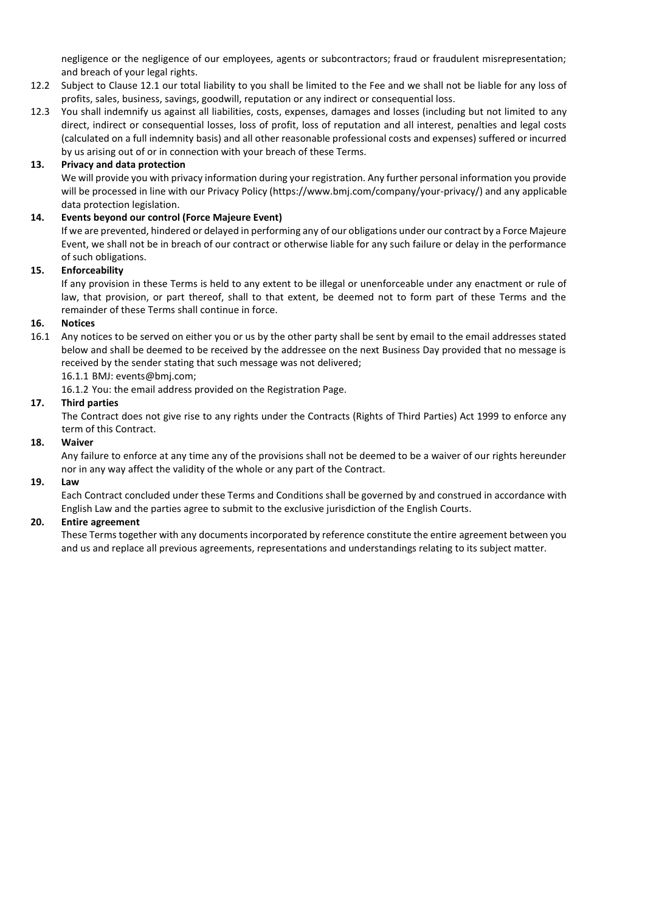negligence or the negligence of our employees, agents or subcontractors; fraud or fraudulent misrepresentation; and breach of your legal rights.

12.2 Subject to Clause 12.1 our total liability to you shall be limited to the Fee and we shall not be liable for any loss of profits, sales, business, savings, goodwill, reputation or any indirect or consequential loss.

12.3 You shall indemnify us against all liabilities, costs, expenses, damages and losses (including but not limited to any direct, indirect or consequential losses, loss of profit, loss of reputation and all interest, penalties and legal costs (calculated on a full indemnity basis) and all other reasonable professional costs and expenses) suffered or incurred by us arising out of or in connection with your breach of these Terms.

**13. Privacy and data protection**

We will provide you with privacy information during your registration. Any further personal information you provide will be processed in line with our Privacy Policy (https://www.bmj.com/company/your-privacy/) and any applicable data protection legislation.

**14. Events beyond our control (Force Majeure Event)**

If we are prevented, hindered or delayed in performing any of our obligations under our contract by a Force Majeure Event, we shall not be in breach of our contract or otherwise liable for any such failure or delay in the performance of such obligations.

**15. Enforceability**

If any provision in these Terms is held to any extent to be illegal or unenforceable under any enactment or rule of law, that provision, or part thereof, shall to that extent, be deemed not to form part of these Terms and the remainder of these Terms shall continue in force.

**16. Notices**

16.1 Any notices to be served on either you or us by the other party shall be sent by email to the email addresses stated below and shall be deemed to be received by the addressee on the next Business Day provided that no message is received by the sender stating that such message was not delivered;

16.1.1 BMJ: events@bmj.com;

16.1.2 You: the email address provided on the Registration Page.

**17. Third parties**

The Contract does not give rise to any rights under the Contracts (Rights of Third Parties) Act 1999 to enforce any term of this Contract.

**18. Waiver**

Any failure to enforce at any time any of the provisions shall not be deemed to be a waiver of our rights hereunder nor in any way affect the validity of the whole or any part of the Contract.

**19. Law**

Each Contract concluded under these Terms and Conditions shall be governed by and construed in accordance with English Law and the parties agree to submit to the exclusive jurisdiction of the English Courts.

**20. Entire agreement**

These Terms together with any documents incorporated by reference constitute the entire agreement between you and us and replace all previous agreements, representations and understandings relating to its subject matter.